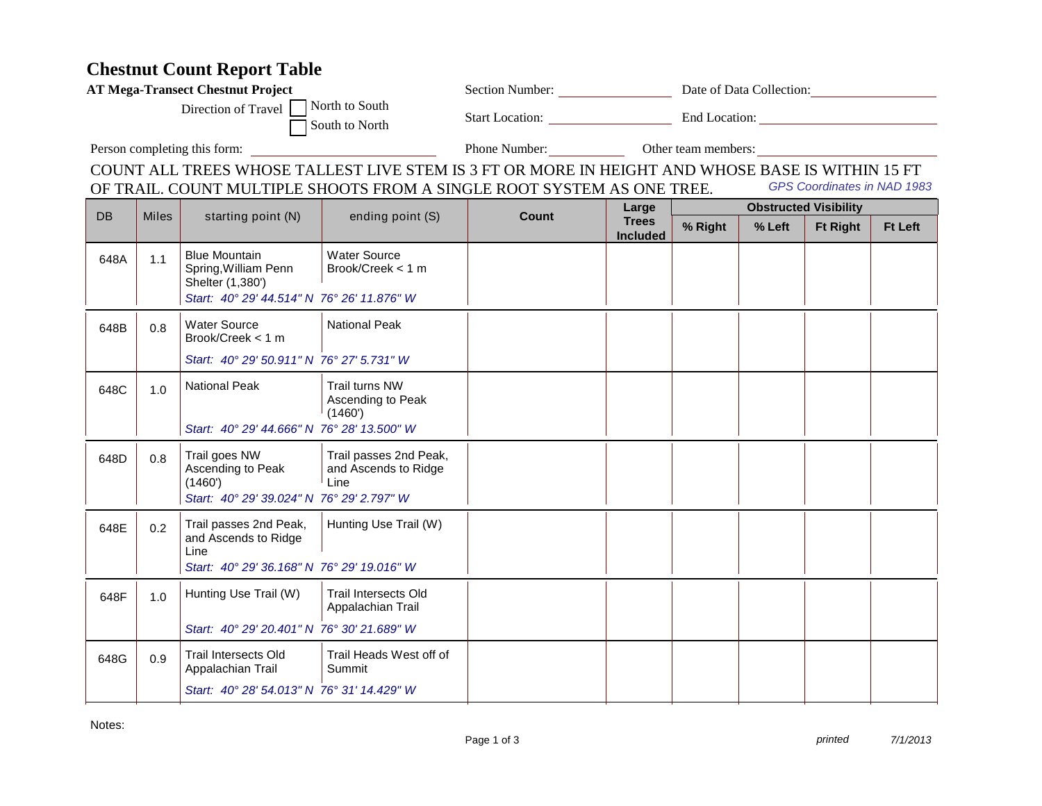# Chestnut Count Report Table

**AT Mega-Transect Chestnut Project**

Direction of Travel ☐ North to South ☐ South to North

Section Number: ____________ Date of Data Collection: ____________

Start Location: ____________ End Location: ____________

Person completing this form: ____________ Phone Number: ____________ Other team members: ____________

COUNT ALL TREES WHOSE TALLEST LIVE STEM IS 3 FT OR MORE IN HEIGHT AND WHOSE BASE IS WITHIN 15 FT OF TRAIL. COUNT MULTIPLE SHOOTS FROM A SINGLE ROOT SYSTEM AS ONE TREE.

*GPS Coordinates in NAD 1983*

| DB | Miles | starting point (N) | ending point (S) | Count | Large Trees Included | Obstructed Visibility | | | |
|---|---|---|---|---|---|---|---|---|---|
| | | | | | | % Right | % Left | Ft Right | Ft Left |
| 648A | 1.1 | Blue Mountain Spring,William Penn Shelter (1,380') *Start: 40° 29' 44.514" N 76° 26' 11.876" W* | Water Source Brook/Creek < 1 m | | | | | | |
| 648B | 0.8 | Water Source Brook/Creek < 1 m *Start: 40° 29' 50.911" N 76° 27' 5.731" W* | National Peak | | | | | | |
| 648C | 1.0 | National Peak *Start: 40° 29' 44.666" N 76° 28' 13.500" W* | Trail turns NW Ascending to Peak (1460') | | | | | | |
| 648D | 0.8 | Trail goes NW Ascending to Peak (1460') *Start: 40° 29' 39.024" N 76° 29' 2.797" W* | Trail passes 2nd Peak, and Ascends to Ridge Line | | | | | | |
| 648E | 0.2 | Trail passes 2nd Peak, and Ascends to Ridge Line *Start: 40° 29' 36.168" N 76° 29' 19.016" W* | Hunting Use Trail (W) | | | | | | |
| 648F | 1.0 | Hunting Use Trail (W) *Start: 40° 29' 20.401" N 76° 30' 21.689" W* | Trail Intersects Old Appalachian Trail | | | | | | |
| 648G | 0.9 | Trail Intersects Old Appalachian Trail *Start: 40° 28' 54.013" N 76° 31' 14.429" W* | Trail Heads West off of Summit | | | | | | |

Notes:

*printed* *7/1/2013*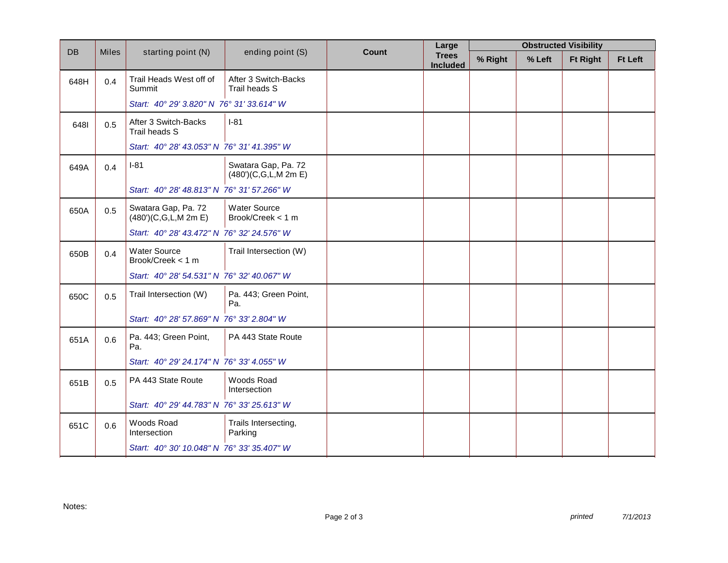| DB | Miles | starting point (N) | ending point (S) | Count | Large Trees Included | Obstructed Visibility | | | |
|---|---|---|---|---|---|---|---|---|---|
| | | | | | | % Right | % Left | Ft Right | Ft Left |
| 648H | 0.4 | Trail Heads West off of Summit | After 3 Switch-Backs Trail heads S | | | | | | |
| | | *Start: 40° 29' 3.820" N 76° 31' 33.614" W* | | | | | | | |
| 648I | 0.5 | After 3 Switch-Backs Trail heads S | I-81 | | | | | | |
| | | *Start: 40° 28' 43.053" N 76° 31' 41.395" W* | | | | | | | |
| 649A | 0.4 | I-81 | Swatara Gap, Pa. 72 (480')(C,G,L,M 2m E) | | | | | | |
| | | *Start: 40° 28' 48.813" N 76° 31' 57.266" W* | | | | | | | |
| 650A | 0.5 | Swatara Gap, Pa. 72 (480')(C,G,L,M 2m E) | Water Source Brook/Creek < 1 m | | | | | | |
| | | *Start: 40° 28' 43.472" N 76° 32' 24.576" W* | | | | | | | |
| 650B | 0.4 | Water Source Brook/Creek < 1 m | Trail Intersection (W) | | | | | | |
| | | *Start: 40° 28' 54.531" N 76° 32' 40.067" W* | | | | | | | |
| 650C | 0.5 | Trail Intersection (W) | Pa. 443; Green Point, Pa. | | | | | | |
| | | *Start: 40° 28' 57.869" N 76° 33' 2.804" W* | | | | | | | |
| 651A | 0.6 | Pa. 443; Green Point, Pa. | PA 443 State Route | | | | | | |
| | | *Start: 40° 29' 24.174" N 76° 33' 4.055" W* | | | | | | | |
| 651B | 0.5 | PA 443 State Route | Woods Road Intersection | | | | | | |
| | | *Start: 40° 29' 44.783" N 76° 33' 25.613" W* | | | | | | | |
| 651C | 0.6 | Woods Road Intersection | Trails Intersecting, Parking | | | | | | |
| | | *Start: 40° 30' 10.048" N 76° 33' 35.407" W* | | | | | | | |

Notes:

*printed* *7/1/2013*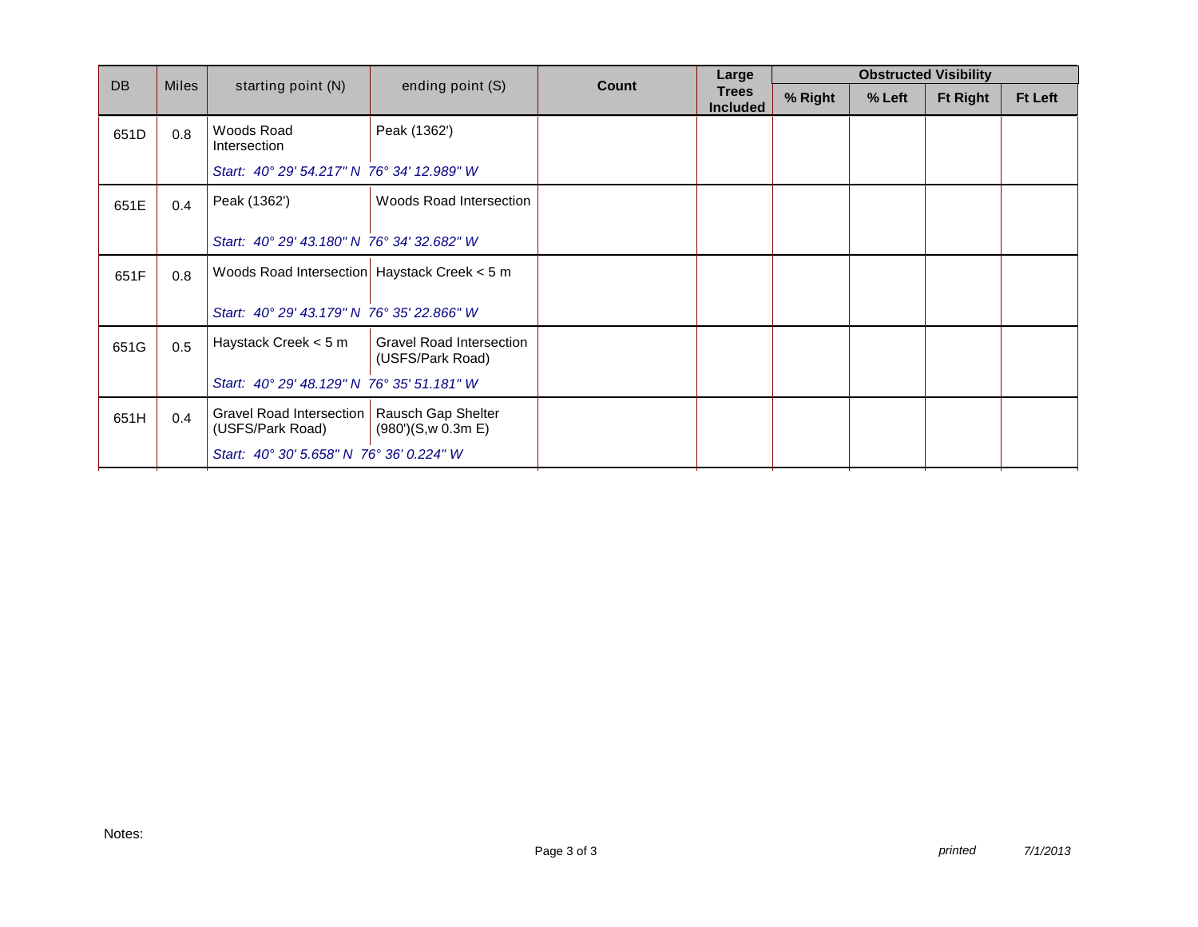| DB | Miles | starting point (N) | ending point (S) | Count | Large Trees Included | Obstructed Visibility | | | |
|---|---|---|---|---|---|---|---|---|---|
| | | | | | | % Right | % Left | Ft Right | Ft Left |
| 651D | 0.8 | Woods Road Intersection | Peak (1362') | | | | | | |
| | | *Start: 40° 29' 54.217" N 76° 34' 12.989" W* | | | | | | | |
| 651E | 0.4 | Peak (1362') | Woods Road Intersection | | | | | | |
| | | *Start: 40° 29' 43.180" N 76° 34' 32.682" W* | | | | | | | |
| 651F | 0.8 | Woods Road Intersection | Haystack Creek < 5 m | | | | | | |
| | | *Start: 40° 29' 43.179" N 76° 35' 22.866" W* | | | | | | | |
| 651G | 0.5 | Haystack Creek < 5 m | Gravel Road Intersection (USFS/Park Road) | | | | | | |
| | | *Start: 40° 29' 48.129" N 76° 35' 51.181" W* | | | | | | | |
| 651H | 0.4 | Gravel Road Intersection (USFS/Park Road) | Rausch Gap Shelter (980')(S,w 0.3m E) | | | | | | |
| | | *Start: 40° 30' 5.658" N 76° 36' 0.224" W* | | | | | | | |

Notes:

*printed* *7/1/2013*